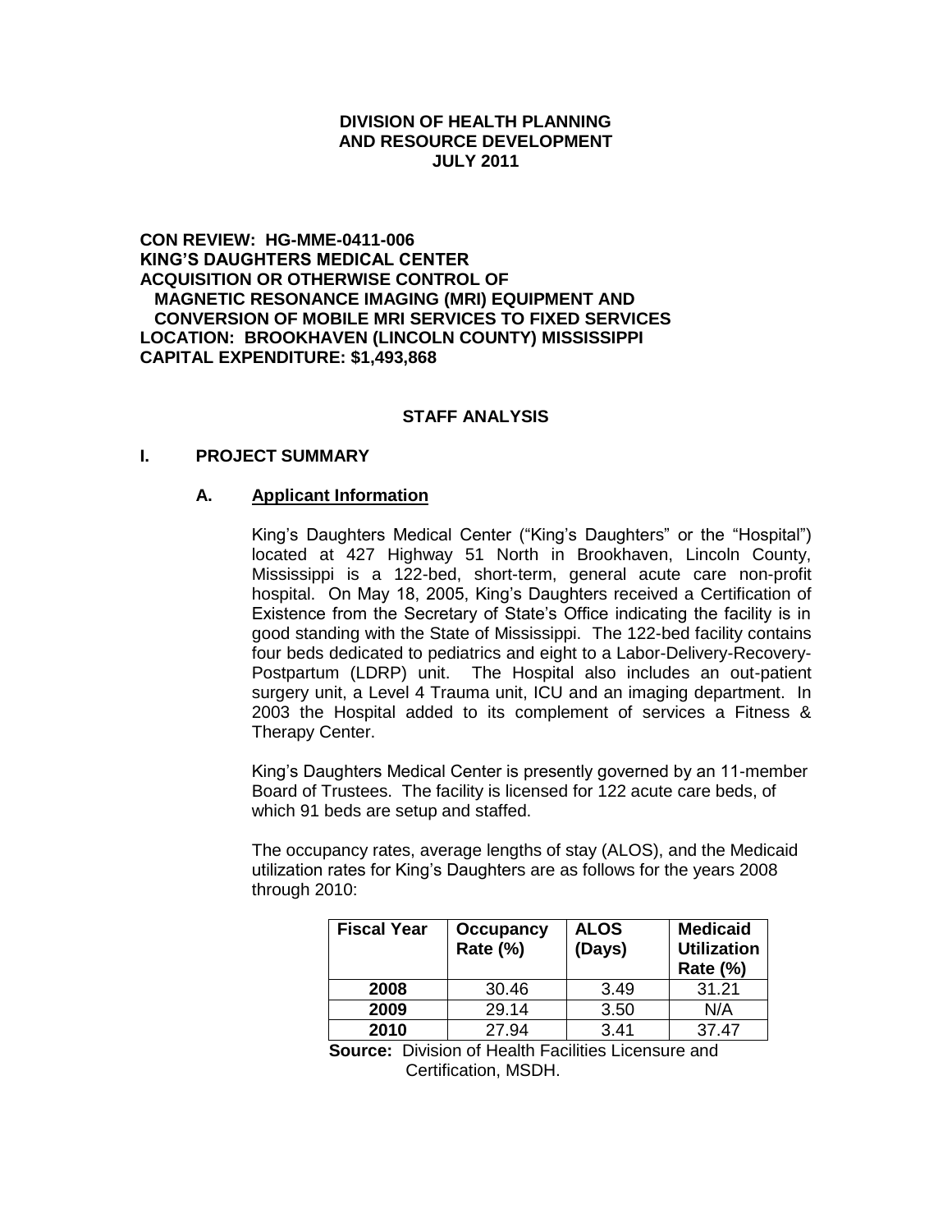**DIVISION OF HEALTH PLANNING**
**AND RESOURCE DEVELOPMENT**
**JULY 2011**

**CON REVIEW: HG-MME-0411-006**
**KING'S DAUGHTERS MEDICAL CENTER**
**ACQUISITION OR OTHERWISE CONTROL OF**
**MAGNETIC RESONANCE IMAGING (MRI) EQUIPMENT AND**
**CONVERSION OF MOBILE MRI SERVICES TO FIXED SERVICES**
**LOCATION: BROOKHAVEN (LINCOLN COUNTY) MISSISSIPPI**
**CAPITAL EXPENDITURE: $1,493,868**

# STAFF ANALYSIS

## I. PROJECT SUMMARY

### A. Applicant Information

King's Daughters Medical Center ("King's Daughters" or the "Hospital") located at 427 Highway 51 North in Brookhaven, Lincoln County, Mississippi is a 122-bed, short-term, general acute care non-profit hospital. On May 18, 2005, King's Daughters received a Certification of Existence from the Secretary of State's Office indicating the facility is in good standing with the State of Mississippi. The 122-bed facility contains four beds dedicated to pediatrics and eight to a Labor-Delivery-Recovery-Postpartum (LDRP) unit. The Hospital also includes an out-patient surgery unit, a Level 4 Trauma unit, ICU and an imaging department. In 2003 the Hospital added to its complement of services a Fitness & Therapy Center.

King's Daughters Medical Center is presently governed by an 11-member Board of Trustees. The facility is licensed for 122 acute care beds, of which 91 beds are setup and staffed.

The occupancy rates, average lengths of stay (ALOS), and the Medicaid utilization rates for King's Daughters are as follows for the years 2008 through 2010:

| Fiscal Year | Occupancy Rate (%) | ALOS (Days) | Medicaid Utilization Rate (%) |
|---|---|---|---|
| **2008** | 30.46 | 3.49 | 31.21 |
| **2009** | 29.14 | 3.50 | N/A |
| **2010** | 27.94 | 3.41 | 37.47 |

**Source:** Division of Health Facilities Licensure and Certification, MSDH.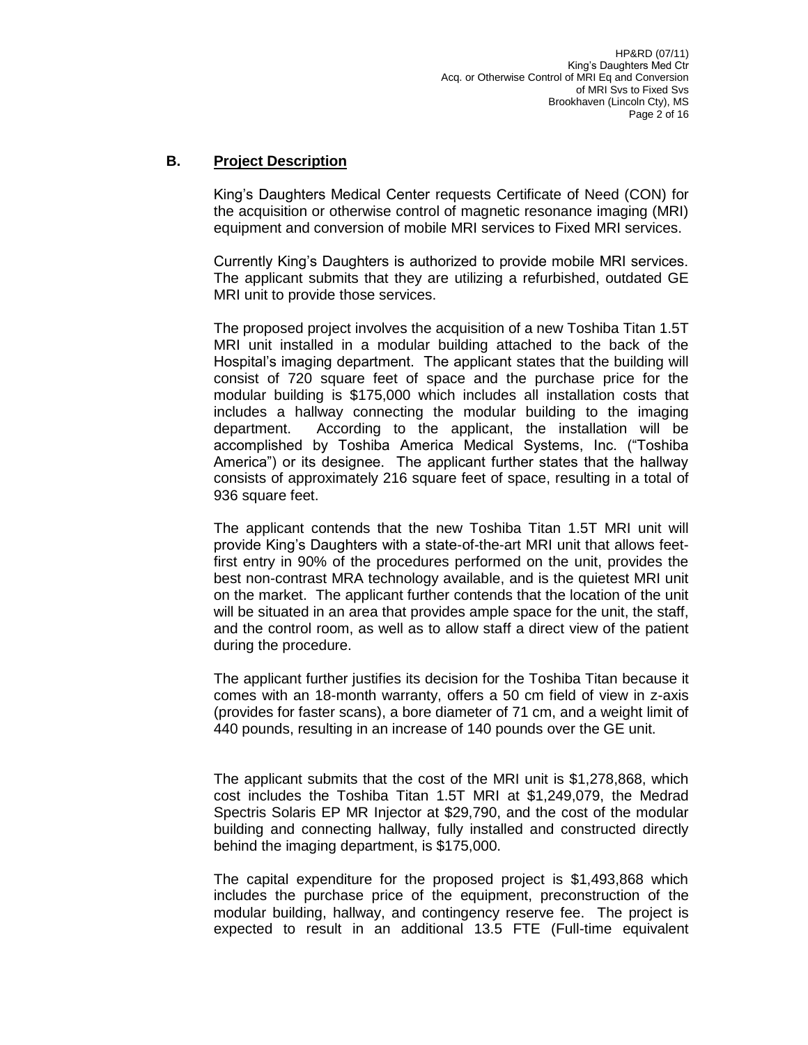## B. Project Description

King's Daughters Medical Center requests Certificate of Need (CON) for the acquisition or otherwise control of magnetic resonance imaging (MRI) equipment and conversion of mobile MRI services to Fixed MRI services.

Currently King's Daughters is authorized to provide mobile MRI services. The applicant submits that they are utilizing a refurbished, outdated GE MRI unit to provide those services.

The proposed project involves the acquisition of a new Toshiba Titan 1.5T MRI unit installed in a modular building attached to the back of the Hospital's imaging department. The applicant states that the building will consist of 720 square feet of space and the purchase price for the modular building is $175,000 which includes all installation costs that includes a hallway connecting the modular building to the imaging department. According to the applicant, the installation will be accomplished by Toshiba America Medical Systems, Inc. ("Toshiba America") or its designee. The applicant further states that the hallway consists of approximately 216 square feet of space, resulting in a total of 936 square feet.

The applicant contends that the new Toshiba Titan 1.5T MRI unit will provide King's Daughters with a state-of-the-art MRI unit that allows feet-first entry in 90% of the procedures performed on the unit, provides the best non-contrast MRA technology available, and is the quietest MRI unit on the market. The applicant further contends that the location of the unit will be situated in an area that provides ample space for the unit, the staff, and the control room, as well as to allow staff a direct view of the patient during the procedure.

The applicant further justifies its decision for the Toshiba Titan because it comes with an 18-month warranty, offers a 50 cm field of view in z-axis (provides for faster scans), a bore diameter of 71 cm, and a weight limit of 440 pounds, resulting in an increase of 140 pounds over the GE unit.

The applicant submits that the cost of the MRI unit is $1,278,868, which cost includes the Toshiba Titan 1.5T MRI at $1,249,079, the Medrad Spectris Solaris EP MR Injector at $29,790, and the cost of the modular building and connecting hallway, fully installed and constructed directly behind the imaging department, is $175,000.

The capital expenditure for the proposed project is $1,493,868 which includes the purchase price of the equipment, preconstruction of the modular building, hallway, and contingency reserve fee. The project is expected to result in an additional 13.5 FTE (Full-time equivalent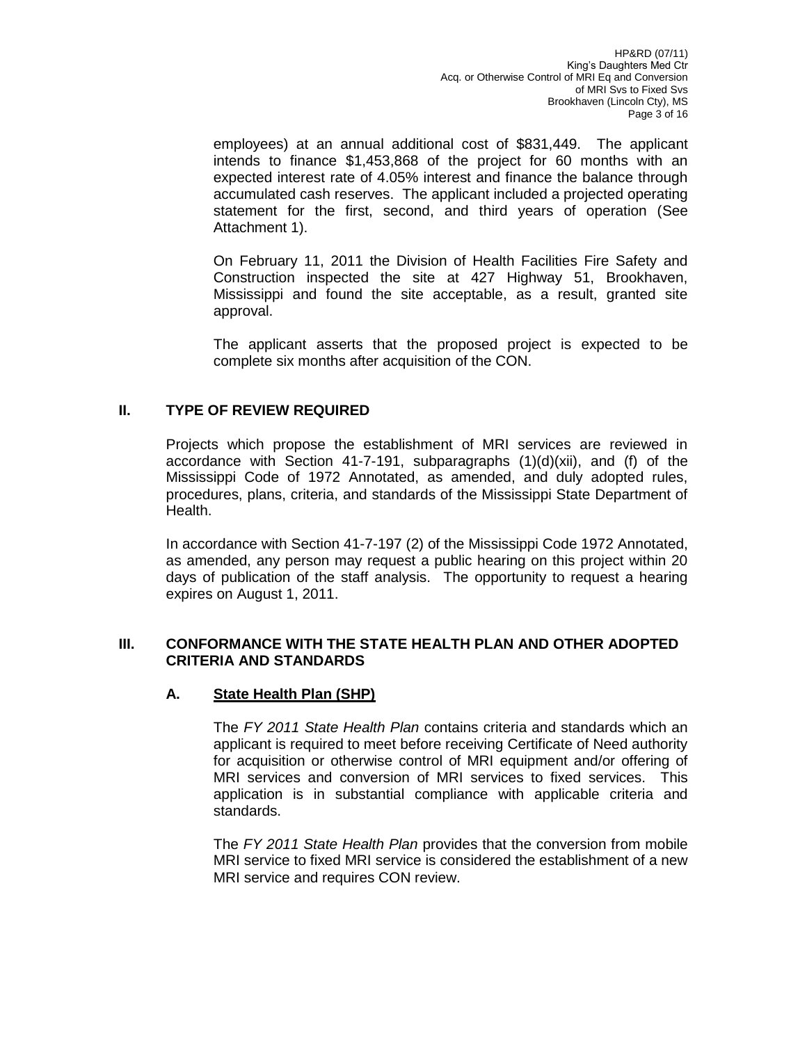employees) at an annual additional cost of $831,449. The applicant intends to finance $1,453,868 of the project for 60 months with an expected interest rate of 4.05% interest and finance the balance through accumulated cash reserves. The applicant included a projected operating statement for the first, second, and third years of operation (See Attachment 1).

On February 11, 2011 the Division of Health Facilities Fire Safety and Construction inspected the site at 427 Highway 51, Brookhaven, Mississippi and found the site acceptable, as a result, granted site approval.

The applicant asserts that the proposed project is expected to be complete six months after acquisition of the CON.

## II. TYPE OF REVIEW REQUIRED

Projects which propose the establishment of MRI services are reviewed in accordance with Section 41-7-191, subparagraphs (1)(d)(xii), and (f) of the Mississippi Code of 1972 Annotated, as amended, and duly adopted rules, procedures, plans, criteria, and standards of the Mississippi State Department of Health.

In accordance with Section 41-7-197 (2) of the Mississippi Code 1972 Annotated, as amended, any person may request a public hearing on this project within 20 days of publication of the staff analysis. The opportunity to request a hearing expires on August 1, 2011.

## III. CONFORMANCE WITH THE STATE HEALTH PLAN AND OTHER ADOPTED CRITERIA AND STANDARDS

### A. State Health Plan (SHP)

The *FY 2011 State Health Plan* contains criteria and standards which an applicant is required to meet before receiving Certificate of Need authority for acquisition or otherwise control of MRI equipment and/or offering of MRI services and conversion of MRI services to fixed services. This application is in substantial compliance with applicable criteria and standards.

The *FY 2011 State Health Plan* provides that the conversion from mobile MRI service to fixed MRI service is considered the establishment of a new MRI service and requires CON review.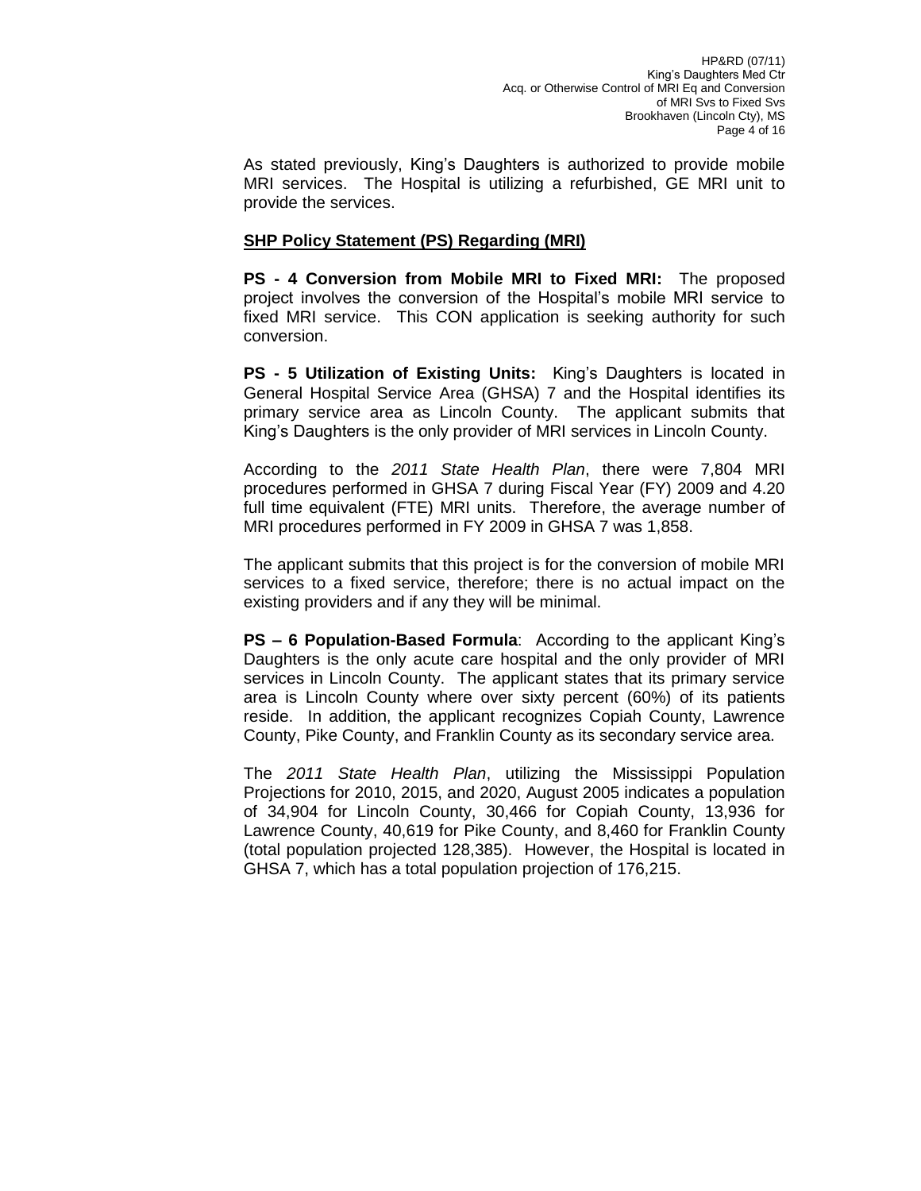As stated previously, King's Daughters is authorized to provide mobile MRI services. The Hospital is utilizing a refurbished, GE MRI unit to provide the services.

**SHP Policy Statement (PS) Regarding (MRI)**

**PS - 4 Conversion from Mobile MRI to Fixed MRI:** The proposed project involves the conversion of the Hospital's mobile MRI service to fixed MRI service. This CON application is seeking authority for such conversion.

**PS - 5 Utilization of Existing Units:** King's Daughters is located in General Hospital Service Area (GHSA) 7 and the Hospital identifies its primary service area as Lincoln County. The applicant submits that King's Daughters is the only provider of MRI services in Lincoln County.

According to the *2011 State Health Plan*, there were 7,804 MRI procedures performed in GHSA 7 during Fiscal Year (FY) 2009 and 4.20 full time equivalent (FTE) MRI units. Therefore, the average number of MRI procedures performed in FY 2009 in GHSA 7 was 1,858.

The applicant submits that this project is for the conversion of mobile MRI services to a fixed service, therefore; there is no actual impact on the existing providers and if any they will be minimal.

**PS – 6 Population-Based Formula**: According to the applicant King's Daughters is the only acute care hospital and the only provider of MRI services in Lincoln County. The applicant states that its primary service area is Lincoln County where over sixty percent (60%) of its patients reside. In addition, the applicant recognizes Copiah County, Lawrence County, Pike County, and Franklin County as its secondary service area.

The *2011 State Health Plan*, utilizing the Mississippi Population Projections for 2010, 2015, and 2020, August 2005 indicates a population of 34,904 for Lincoln County, 30,466 for Copiah County, 13,936 for Lawrence County, 40,619 for Pike County, and 8,460 for Franklin County (total population projected 128,385). However, the Hospital is located in GHSA 7, which has a total population projection of 176,215.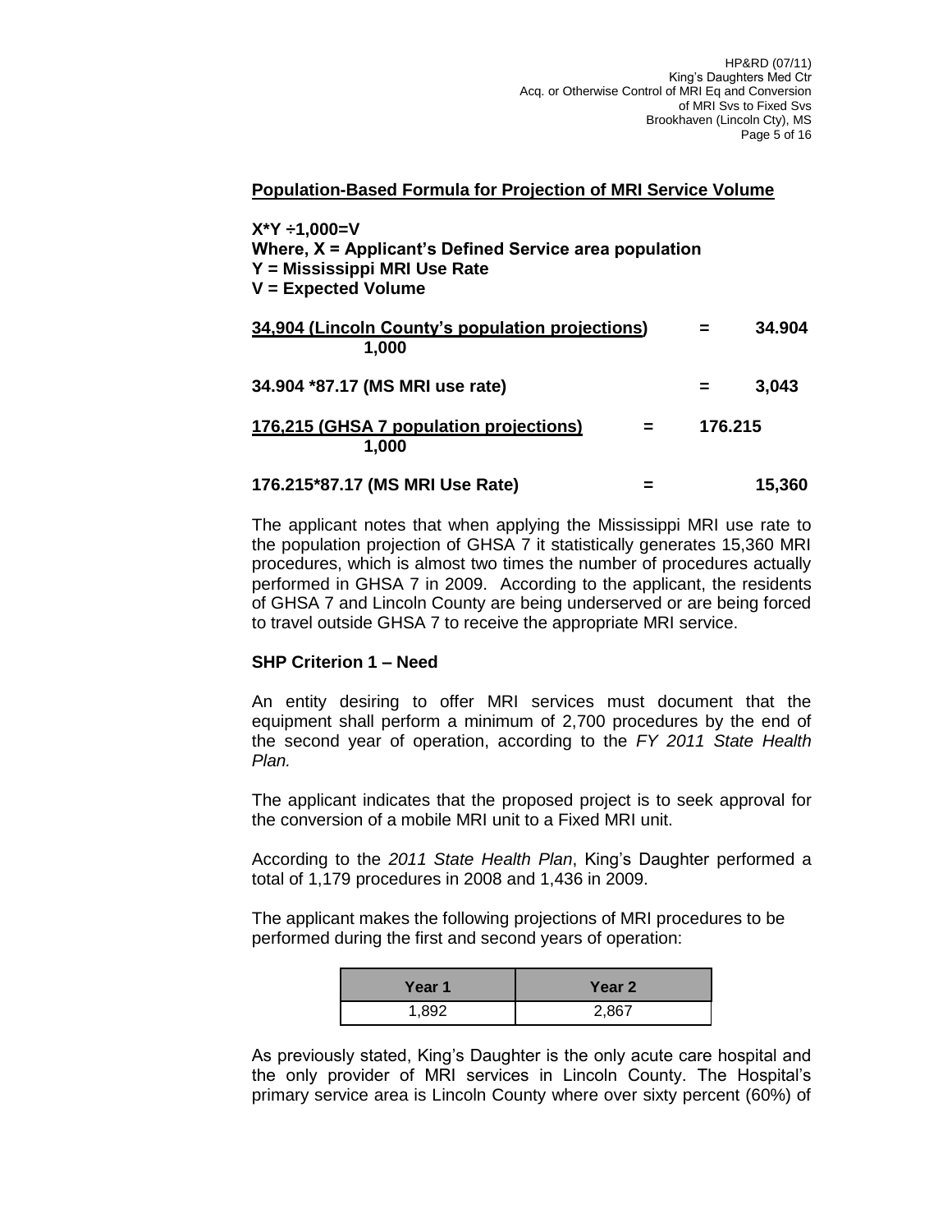**Population-Based Formula for Projection of MRI Service Volume**

**X*Y ÷1,000=V**
**Where, X = Applicant's Defined Service area population**
**Y = Mississippi MRI Use Rate**
**V = Expected Volume**

| | | |
|---|---|---|
| **34,904 (Lincoln County's population projections) / 1,000** | **=** | **34.904** |
| **34.904 *87.17 (MS MRI use rate)** | **=** | **3,043** |
| **176,215 (GHSA 7 population projections) / 1,000** | **=** | **176.215** |
| **176.215*87.17 (MS MRI Use Rate)** | **=** | **15,360** |

The applicant notes that when applying the Mississippi MRI use rate to the population projection of GHSA 7 it statistically generates 15,360 MRI procedures, which is almost two times the number of procedures actually performed in GHSA 7 in 2009. According to the applicant, the residents of GHSA 7 and Lincoln County are being underserved or are being forced to travel outside GHSA 7 to receive the appropriate MRI service.

**SHP Criterion 1 – Need**

An entity desiring to offer MRI services must document that the equipment shall perform a minimum of 2,700 procedures by the end of the second year of operation, according to the *FY 2011 State Health Plan.*

The applicant indicates that the proposed project is to seek approval for the conversion of a mobile MRI unit to a Fixed MRI unit.

According to the *2011 State Health Plan*, King's Daughter performed a total of 1,179 procedures in 2008 and 1,436 in 2009.

The applicant makes the following projections of MRI procedures to be performed during the first and second years of operation:

| Year 1 | Year 2 |
|---|---|
| 1,892 | 2,867 |

As previously stated, King's Daughter is the only acute care hospital and the only provider of MRI services in Lincoln County. The Hospital's primary service area is Lincoln County where over sixty percent (60%) of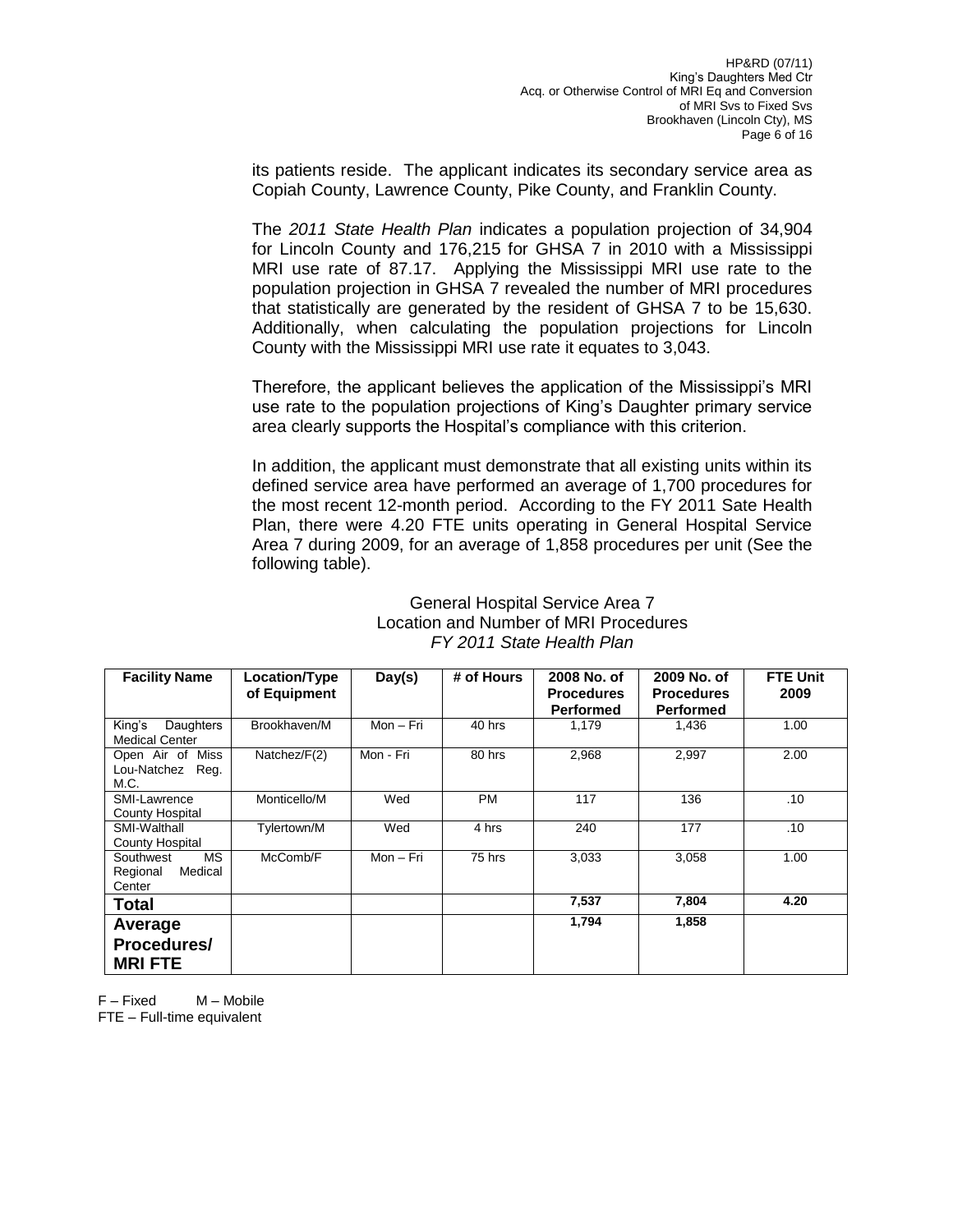its patients reside. The applicant indicates its secondary service area as Copiah County, Lawrence County, Pike County, and Franklin County.

The *2011 State Health Plan* indicates a population projection of 34,904 for Lincoln County and 176,215 for GHSA 7 in 2010 with a Mississippi MRI use rate of 87.17. Applying the Mississippi MRI use rate to the population projection in GHSA 7 revealed the number of MRI procedures that statistically are generated by the resident of GHSA 7 to be 15,630. Additionally, when calculating the population projections for Lincoln County with the Mississippi MRI use rate it equates to 3,043.

Therefore, the applicant believes the application of the Mississippi's MRI use rate to the population projections of King's Daughter primary service area clearly supports the Hospital's compliance with this criterion.

In addition, the applicant must demonstrate that all existing units within its defined service area have performed an average of 1,700 procedures for the most recent 12-month period. According to the FY 2011 Sate Health Plan, there were 4.20 FTE units operating in General Hospital Service Area 7 during 2009, for an average of 1,858 procedures per unit (See the following table).

General Hospital Service Area 7
Location and Number of MRI Procedures
*FY 2011 State Health Plan*

| Facility Name | Location/Type of Equipment | Day(s) | # of Hours | 2008 No. of Procedures Performed | 2009 No. of Procedures Performed | FTE Unit 2009 |
|---|---|---|---|---|---|---|
| King's Daughters Medical Center | Brookhaven/M | Mon – Fri | 40 hrs | 1,179 | 1,436 | 1.00 |
| Open Air of Miss Lou-Natchez Reg. M.C. | Natchez/F(2) | Mon - Fri | 80 hrs | 2,968 | 2,997 | 2.00 |
| SMI-Lawrence County Hospital | Monticello/M | Wed | PM | 117 | 136 | .10 |
| SMI-Walthall County Hospital | Tylertown/M | Wed | 4 hrs | 240 | 177 | .10 |
| Southwest MS Regional Medical Center | McComb/F | Mon – Fri | 75 hrs | 3,033 | 3,058 | 1.00 |
| **Total** | | | | **7,537** | **7,804** | **4.20** |
| **Average Procedures/ MRI FTE** | | | | **1,794** | **1,858** | |

F – Fixed M – Mobile
FTE – Full-time equivalent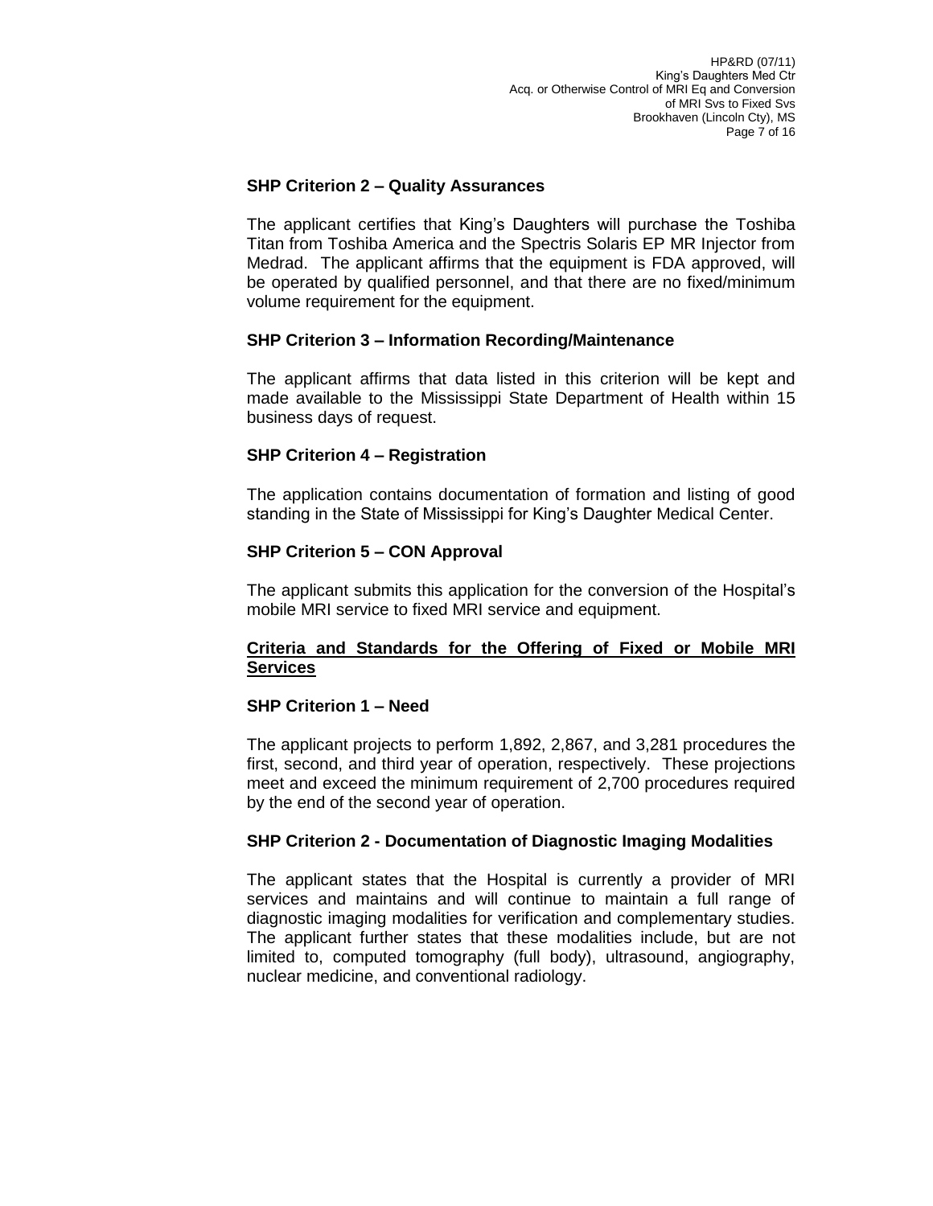**SHP Criterion 2 – Quality Assurances**

The applicant certifies that King's Daughters will purchase the Toshiba Titan from Toshiba America and the Spectris Solaris EP MR Injector from Medrad. The applicant affirms that the equipment is FDA approved, will be operated by qualified personnel, and that there are no fixed/minimum volume requirement for the equipment.

**SHP Criterion 3 – Information Recording/Maintenance**

The applicant affirms that data listed in this criterion will be kept and made available to the Mississippi State Department of Health within 15 business days of request.

**SHP Criterion 4 – Registration**

The application contains documentation of formation and listing of good standing in the State of Mississippi for King's Daughter Medical Center.

**SHP Criterion 5 – CON Approval**

The applicant submits this application for the conversion of the Hospital's mobile MRI service to fixed MRI service and equipment.

**Criteria and Standards for the Offering of Fixed or Mobile MRI Services**

**SHP Criterion 1 – Need**

The applicant projects to perform 1,892, 2,867, and 3,281 procedures the first, second, and third year of operation, respectively. These projections meet and exceed the minimum requirement of 2,700 procedures required by the end of the second year of operation.

**SHP Criterion 2 - Documentation of Diagnostic Imaging Modalities**

The applicant states that the Hospital is currently a provider of MRI services and maintains and will continue to maintain a full range of diagnostic imaging modalities for verification and complementary studies. The applicant further states that these modalities include, but are not limited to, computed tomography (full body), ultrasound, angiography, nuclear medicine, and conventional radiology.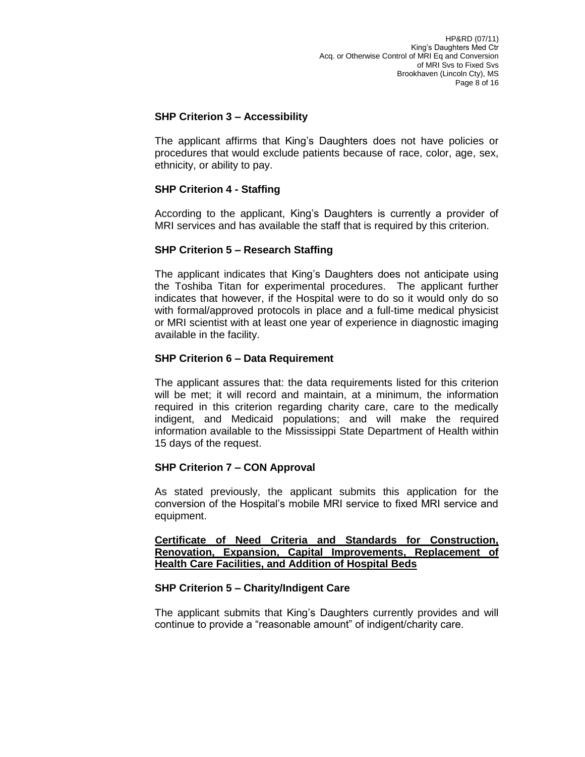**SHP Criterion 3 – Accessibility**

The applicant affirms that King's Daughters does not have policies or procedures that would exclude patients because of race, color, age, sex, ethnicity, or ability to pay.

**SHP Criterion 4 - Staffing**

According to the applicant, King's Daughters is currently a provider of MRI services and has available the staff that is required by this criterion.

**SHP Criterion 5 – Research Staffing**

The applicant indicates that King's Daughters does not anticipate using the Toshiba Titan for experimental procedures. The applicant further indicates that however, if the Hospital were to do so it would only do so with formal/approved protocols in place and a full-time medical physicist or MRI scientist with at least one year of experience in diagnostic imaging available in the facility.

**SHP Criterion 6 – Data Requirement**

The applicant assures that: the data requirements listed for this criterion will be met; it will record and maintain, at a minimum, the information required in this criterion regarding charity care, care to the medically indigent, and Medicaid populations; and will make the required information available to the Mississippi State Department of Health within 15 days of the request.

**SHP Criterion 7 – CON Approval**

As stated previously, the applicant submits this application for the conversion of the Hospital's mobile MRI service to fixed MRI service and equipment.

**<u>Certificate of Need Criteria and Standards for Construction, Renovation, Expansion, Capital Improvements, Replacement of Health Care Facilities, and Addition of Hospital Beds</u>**

**SHP Criterion 5 – Charity/Indigent Care**

The applicant submits that King's Daughters currently provides and will continue to provide a "reasonable amount" of indigent/charity care.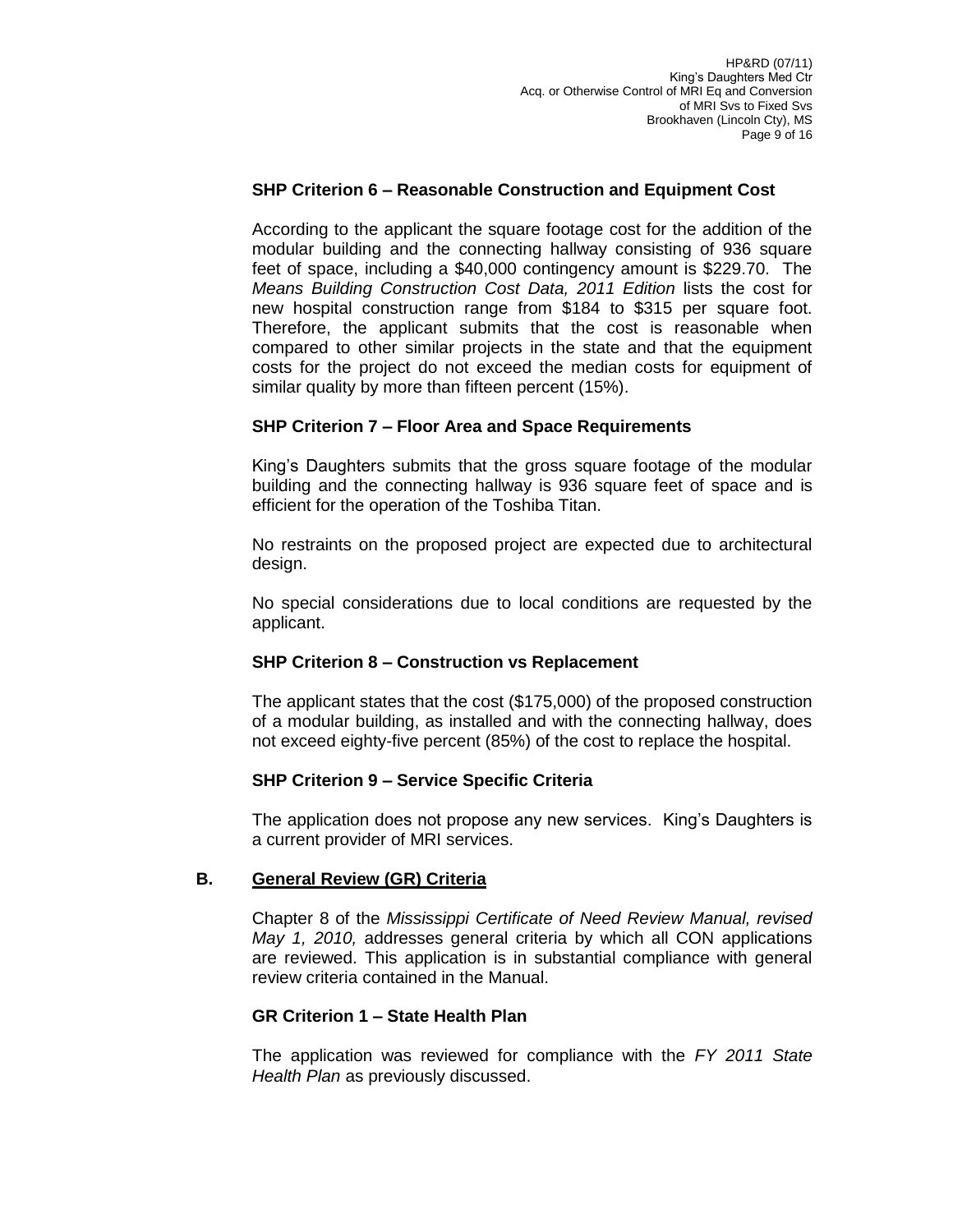### SHP Criterion 6 – Reasonable Construction and Equipment Cost

According to the applicant the square footage cost for the addition of the modular building and the connecting hallway consisting of 936 square feet of space, including a $40,000 contingency amount is $229.70. The *Means Building Construction Cost Data, 2011 Edition* lists the cost for new hospital construction range from $184 to $315 per square foot. Therefore, the applicant submits that the cost is reasonable when compared to other similar projects in the state and that the equipment costs for the project do not exceed the median costs for equipment of similar quality by more than fifteen percent (15%).

### SHP Criterion 7 – Floor Area and Space Requirements

King's Daughters submits that the gross square footage of the modular building and the connecting hallway is 936 square feet of space and is efficient for the operation of the Toshiba Titan.

No restraints on the proposed project are expected due to architectural design.

No special considerations due to local conditions are requested by the applicant.

### SHP Criterion 8 – Construction vs Replacement

The applicant states that the cost ($175,000) of the proposed construction of a modular building, as installed and with the connecting hallway, does not exceed eighty-five percent (85%) of the cost to replace the hospital.

### SHP Criterion 9 – Service Specific Criteria

The application does not propose any new services. King's Daughters is a current provider of MRI services.

## B. General Review (GR) Criteria

Chapter 8 of the *Mississippi Certificate of Need Review Manual, revised May 1, 2010,* addresses general criteria by which all CON applications are reviewed. This application is in substantial compliance with general review criteria contained in the Manual.

### GR Criterion 1 – State Health Plan

The application was reviewed for compliance with the *FY 2011 State Health Plan* as previously discussed.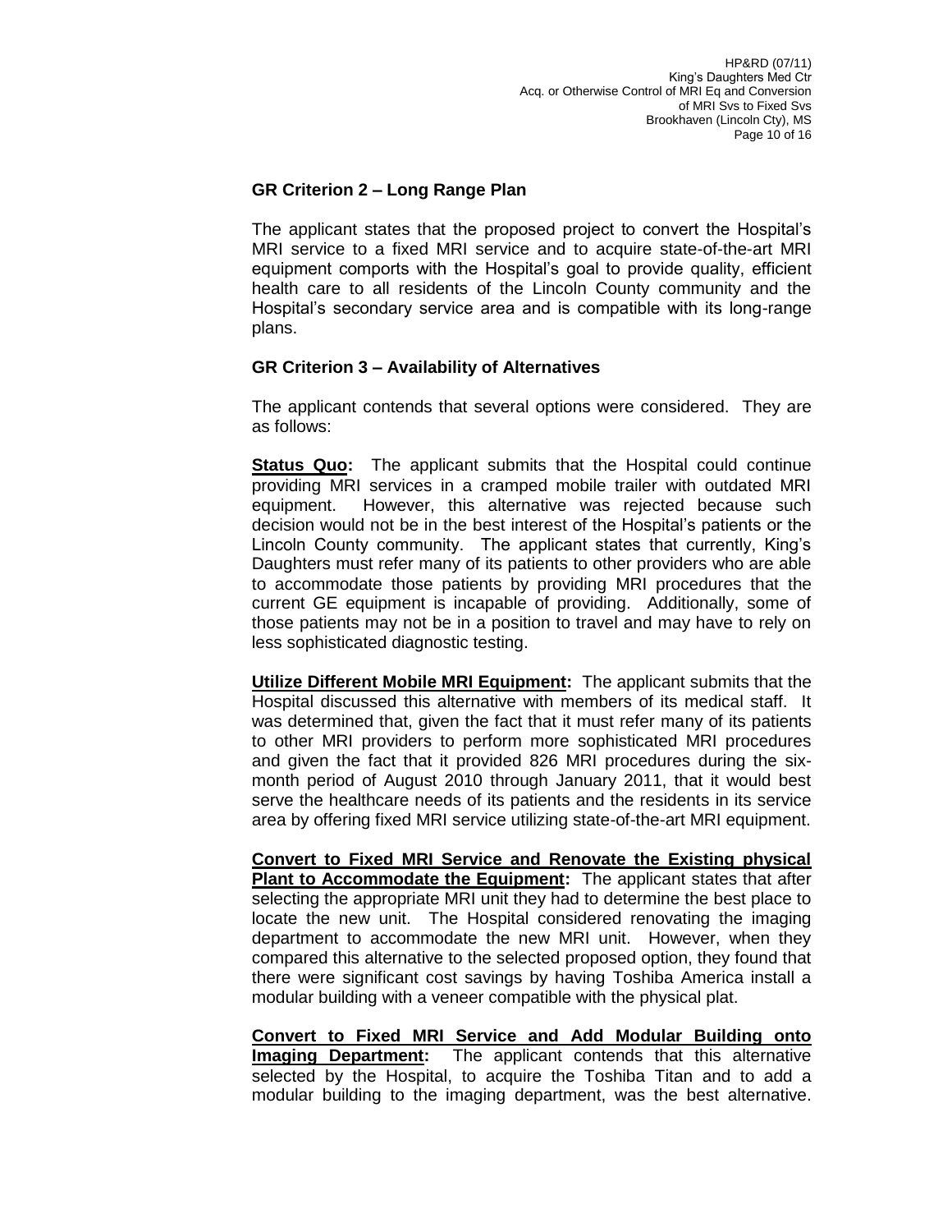### GR Criterion 2 – Long Range Plan

The applicant states that the proposed project to convert the Hospital's MRI service to a fixed MRI service and to acquire state-of-the-art MRI equipment comports with the Hospital's goal to provide quality, efficient health care to all residents of the Lincoln County community and the Hospital's secondary service area and is compatible with its long-range plans.

### GR Criterion 3 – Availability of Alternatives

The applicant contends that several options were considered. They are as follows:

**Status Quo:** The applicant submits that the Hospital could continue providing MRI services in a cramped mobile trailer with outdated MRI equipment. However, this alternative was rejected because such decision would not be in the best interest of the Hospital's patients or the Lincoln County community. The applicant states that currently, King's Daughters must refer many of its patients to other providers who are able to accommodate those patients by providing MRI procedures that the current GE equipment is incapable of providing. Additionally, some of those patients may not be in a position to travel and may have to rely on less sophisticated diagnostic testing.

**Utilize Different Mobile MRI Equipment:** The applicant submits that the Hospital discussed this alternative with members of its medical staff. It was determined that, given the fact that it must refer many of its patients to other MRI providers to perform more sophisticated MRI procedures and given the fact that it provided 826 MRI procedures during the six-month period of August 2010 through January 2011, that it would best serve the healthcare needs of its patients and the residents in its service area by offering fixed MRI service utilizing state-of-the-art MRI equipment.

**Convert to Fixed MRI Service and Renovate the Existing physical Plant to Accommodate the Equipment:** The applicant states that after selecting the appropriate MRI unit they had to determine the best place to locate the new unit. The Hospital considered renovating the imaging department to accommodate the new MRI unit. However, when they compared this alternative to the selected proposed option, they found that there were significant cost savings by having Toshiba America install a modular building with a veneer compatible with the physical plat.

**Convert to Fixed MRI Service and Add Modular Building onto Imaging Department:** The applicant contends that this alternative selected by the Hospital, to acquire the Toshiba Titan and to add a modular building to the imaging department, was the best alternative.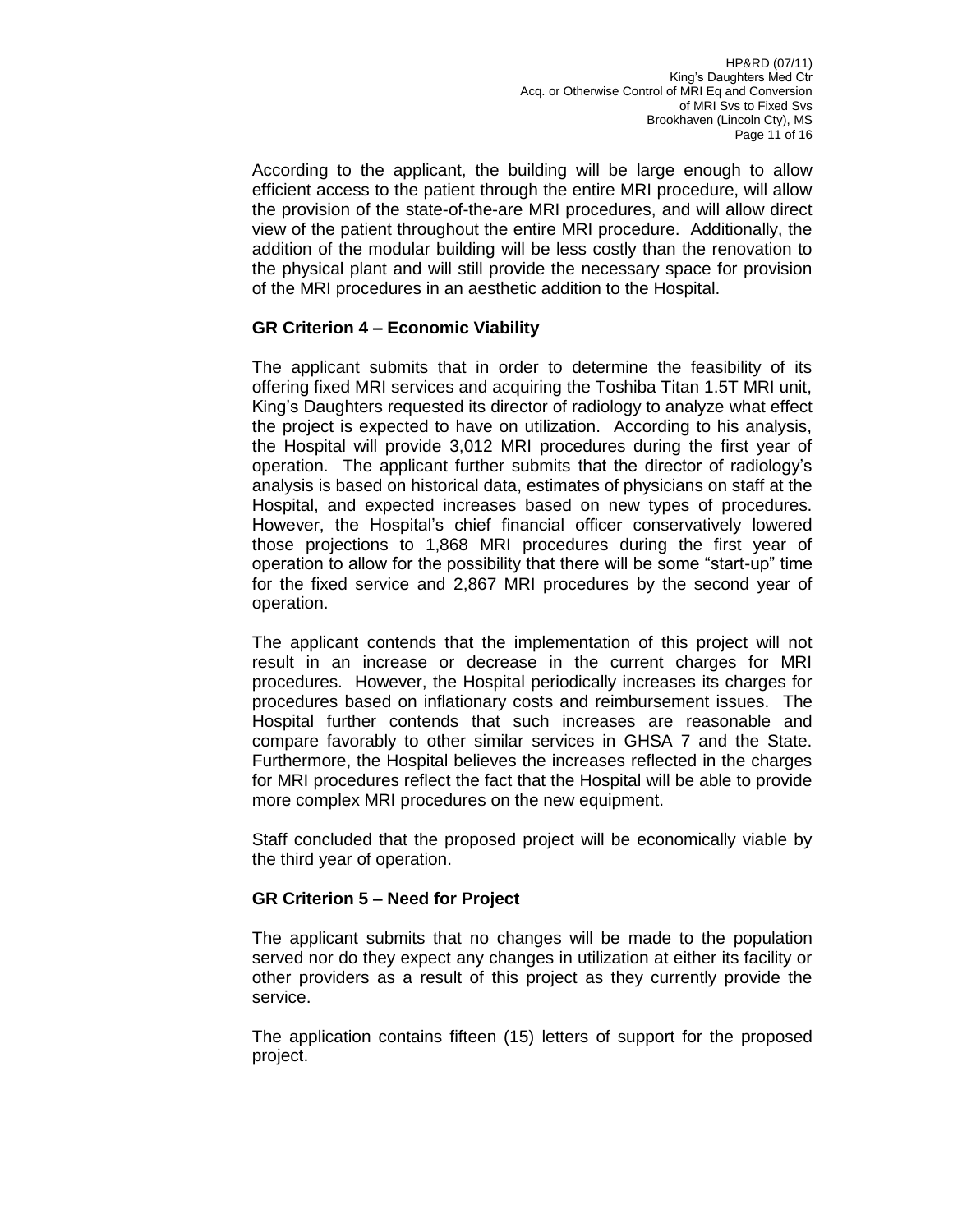According to the applicant, the building will be large enough to allow efficient access to the patient through the entire MRI procedure, will allow the provision of the state-of-the-are MRI procedures, and will allow direct view of the patient throughout the entire MRI procedure. Additionally, the addition of the modular building will be less costly than the renovation to the physical plant and will still provide the necessary space for provision of the MRI procedures in an aesthetic addition to the Hospital.

**GR Criterion 4 – Economic Viability**

The applicant submits that in order to determine the feasibility of its offering fixed MRI services and acquiring the Toshiba Titan 1.5T MRI unit, King's Daughters requested its director of radiology to analyze what effect the project is expected to have on utilization. According to his analysis, the Hospital will provide 3,012 MRI procedures during the first year of operation. The applicant further submits that the director of radiology's analysis is based on historical data, estimates of physicians on staff at the Hospital, and expected increases based on new types of procedures. However, the Hospital's chief financial officer conservatively lowered those projections to 1,868 MRI procedures during the first year of operation to allow for the possibility that there will be some "start-up" time for the fixed service and 2,867 MRI procedures by the second year of operation.

The applicant contends that the implementation of this project will not result in an increase or decrease in the current charges for MRI procedures. However, the Hospital periodically increases its charges for procedures based on inflationary costs and reimbursement issues. The Hospital further contends that such increases are reasonable and compare favorably to other similar services in GHSA 7 and the State. Furthermore, the Hospital believes the increases reflected in the charges for MRI procedures reflect the fact that the Hospital will be able to provide more complex MRI procedures on the new equipment.

Staff concluded that the proposed project will be economically viable by the third year of operation.

**GR Criterion 5 – Need for Project**

The applicant submits that no changes will be made to the population served nor do they expect any changes in utilization at either its facility or other providers as a result of this project as they currently provide the service.

The application contains fifteen (15) letters of support for the proposed project.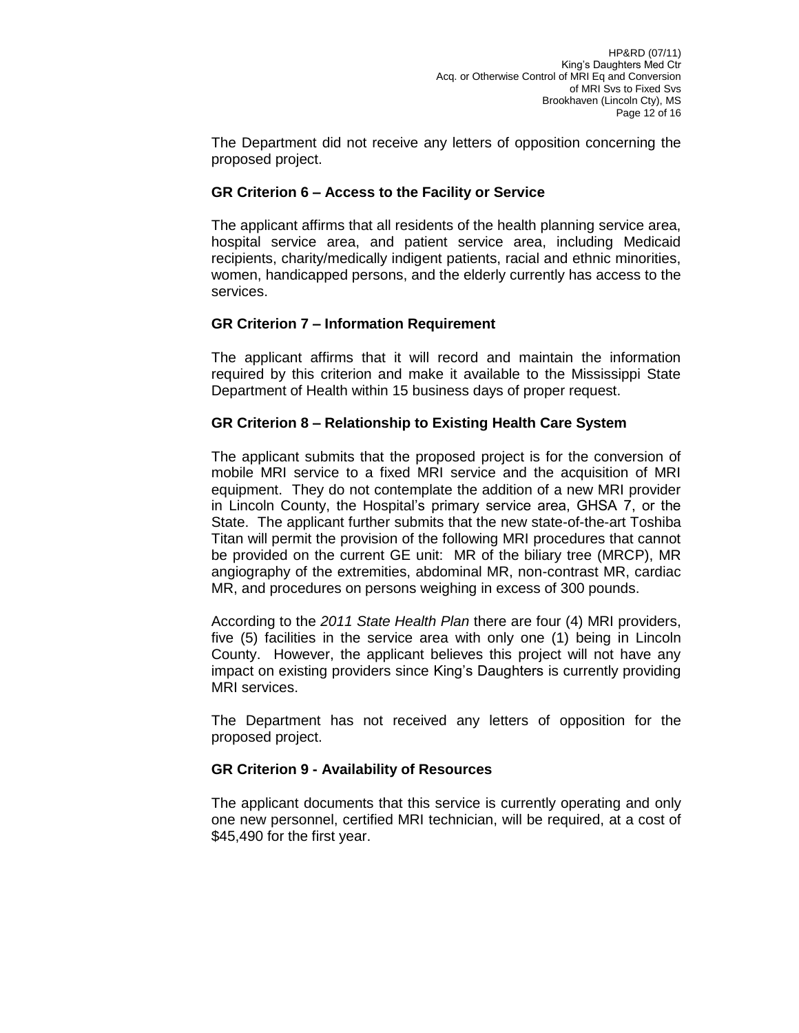The Department did not receive any letters of opposition concerning the proposed project.

### GR Criterion 6 – Access to the Facility or Service

The applicant affirms that all residents of the health planning service area, hospital service area, and patient service area, including Medicaid recipients, charity/medically indigent patients, racial and ethnic minorities, women, handicapped persons, and the elderly currently has access to the services.

### GR Criterion 7 – Information Requirement

The applicant affirms that it will record and maintain the information required by this criterion and make it available to the Mississippi State Department of Health within 15 business days of proper request.

### GR Criterion 8 – Relationship to Existing Health Care System

The applicant submits that the proposed project is for the conversion of mobile MRI service to a fixed MRI service and the acquisition of MRI equipment. They do not contemplate the addition of a new MRI provider in Lincoln County, the Hospital's primary service area, GHSA 7, or the State. The applicant further submits that the new state-of-the-art Toshiba Titan will permit the provision of the following MRI procedures that cannot be provided on the current GE unit: MR of the biliary tree (MRCP), MR angiography of the extremities, abdominal MR, non-contrast MR, cardiac MR, and procedures on persons weighing in excess of 300 pounds.

According to the *2011 State Health Plan* there are four (4) MRI providers, five (5) facilities in the service area with only one (1) being in Lincoln County. However, the applicant believes this project will not have any impact on existing providers since King's Daughters is currently providing MRI services.

The Department has not received any letters of opposition for the proposed project.

### GR Criterion 9 - Availability of Resources

The applicant documents that this service is currently operating and only one new personnel, certified MRI technician, will be required, at a cost of $45,490 for the first year.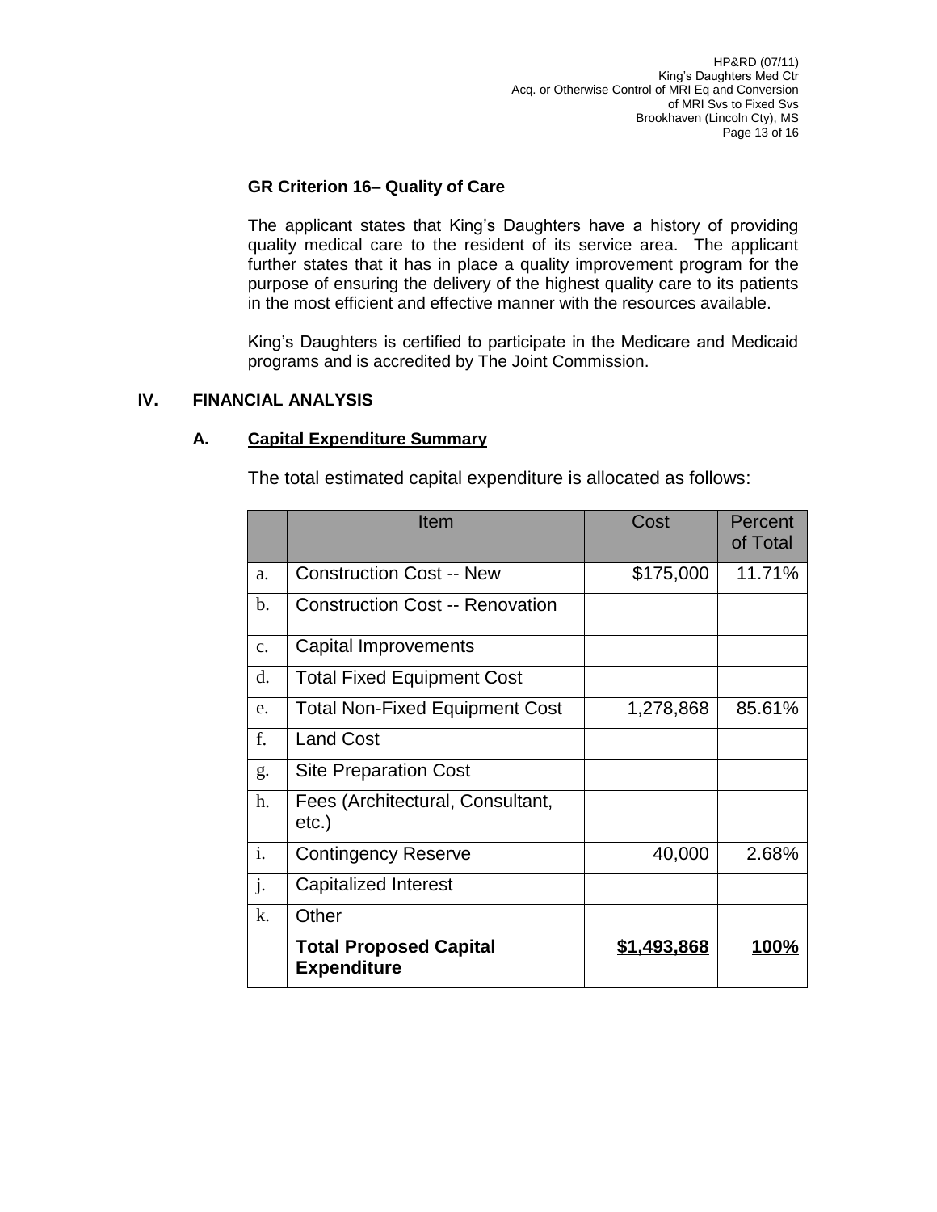**GR Criterion 16– Quality of Care**

The applicant states that King's Daughters have a history of providing quality medical care to the resident of its service area. The applicant further states that it has in place a quality improvement program for the purpose of ensuring the delivery of the highest quality care to its patients in the most efficient and effective manner with the resources available.

King's Daughters is certified to participate in the Medicare and Medicaid programs and is accredited by The Joint Commission.

## IV. FINANCIAL ANALYSIS

### A. Capital Expenditure Summary

The total estimated capital expenditure is allocated as follows:

| | Item | Cost | Percent of Total |
|---|---|---|---|
| a. | Construction Cost -- New | $175,000 | 11.71% |
| b. | Construction Cost -- Renovation | | |
| c. | Capital Improvements | | |
| d. | Total Fixed Equipment Cost | | |
| e. | Total Non-Fixed Equipment Cost | 1,278,868 | 85.61% |
| f. | Land Cost | | |
| g. | Site Preparation Cost | | |
| h. | Fees (Architectural, Consultant, etc.) | | |
| i. | Contingency Reserve | 40,000 | 2.68% |
| j. | Capitalized Interest | | |
| k. | Other | | |
| | **Total Proposed Capital Expenditure** | **$1,493,868** | **100%** |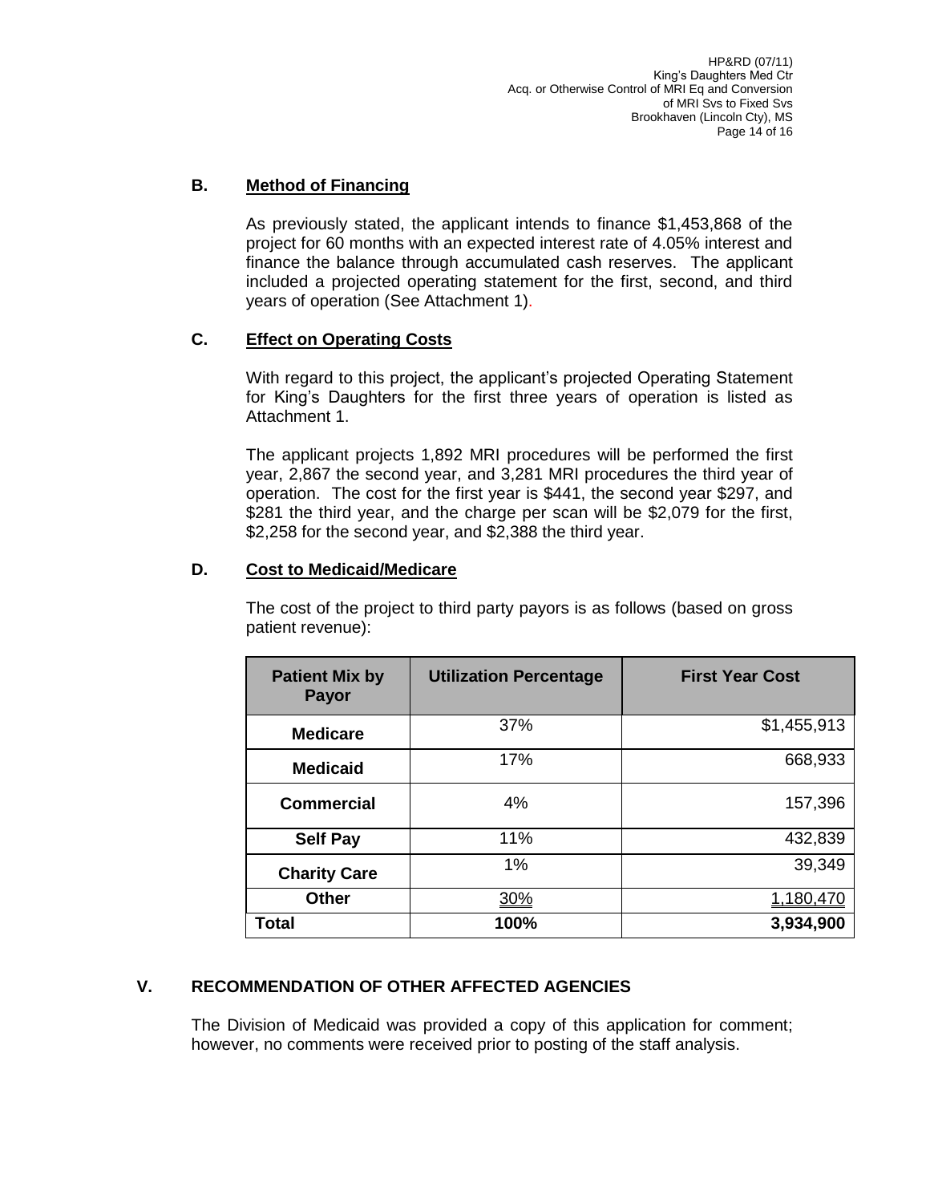### B. Method of Financing

As previously stated, the applicant intends to finance $1,453,868 of the project for 60 months with an expected interest rate of 4.05% interest and finance the balance through accumulated cash reserves. The applicant included a projected operating statement for the first, second, and third years of operation (See Attachment 1).

### C. Effect on Operating Costs

With regard to this project, the applicant's projected Operating Statement for King's Daughters for the first three years of operation is listed as Attachment 1.

The applicant projects 1,892 MRI procedures will be performed the first year, 2,867 the second year, and 3,281 MRI procedures the third year of operation. The cost for the first year is $441, the second year $297, and $281 the third year, and the charge per scan will be $2,079 for the first, $2,258 for the second year, and $2,388 the third year.

### D. Cost to Medicaid/Medicare

The cost of the project to third party payors is as follows (based on gross patient revenue):

| Patient Mix by Payor | Utilization Percentage | First Year Cost |
|---|---|---|
| Medicare | 37% | $1,455,913 |
| Medicaid | 17% | 668,933 |
| Commercial | 4% | 157,396 |
| Self Pay | 11% | 432,839 |
| Charity Care | 1% | 39,349 |
| Other | 30% | 1,180,470 |
| **Total** | **100%** | **3,934,900** |

## V. RECOMMENDATION OF OTHER AFFECTED AGENCIES

The Division of Medicaid was provided a copy of this application for comment; however, no comments were received prior to posting of the staff analysis.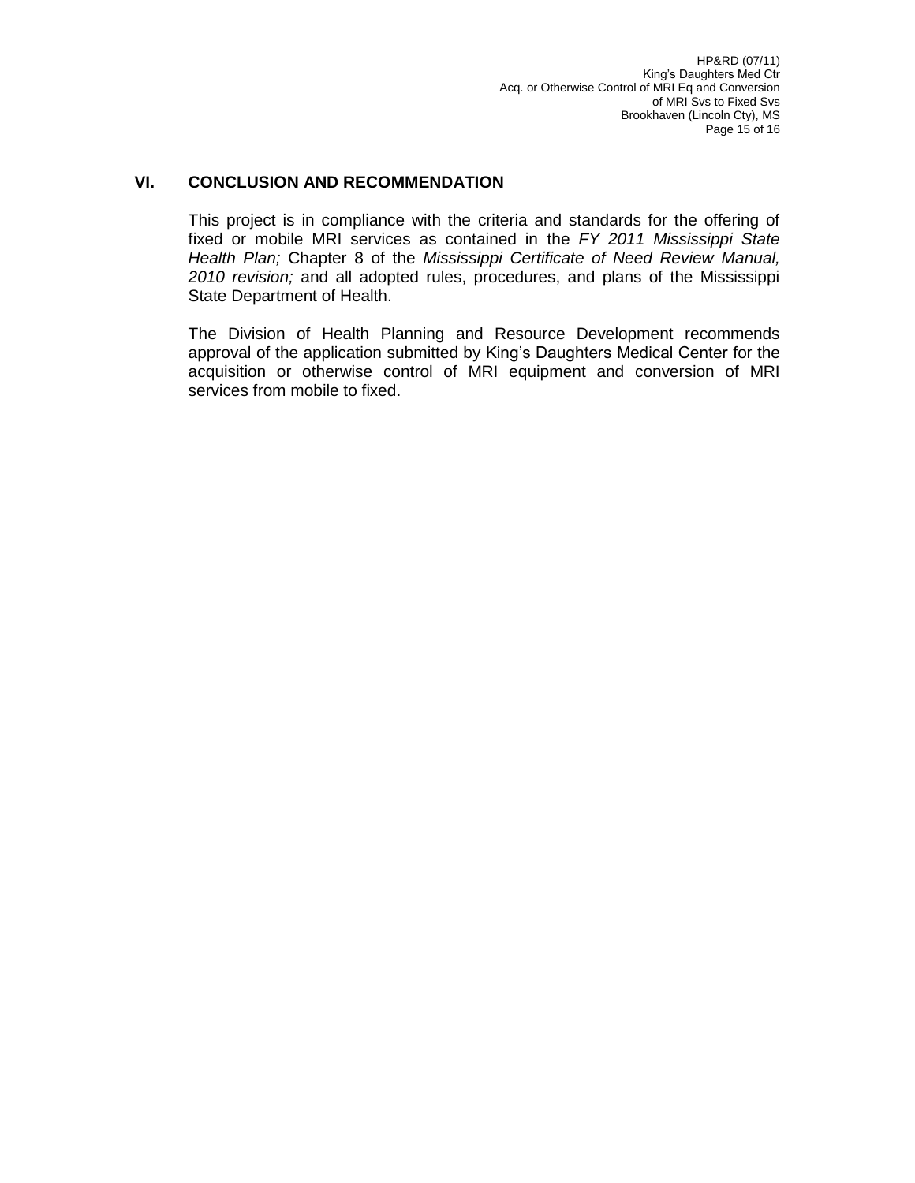## VI. CONCLUSION AND RECOMMENDATION

This project is in compliance with the criteria and standards for the offering of fixed or mobile MRI services as contained in the *FY 2011 Mississippi State Health Plan;* Chapter 8 of the *Mississippi Certificate of Need Review Manual, 2010 revision;* and all adopted rules, procedures, and plans of the Mississippi State Department of Health.

The Division of Health Planning and Resource Development recommends approval of the application submitted by King's Daughters Medical Center for the acquisition or otherwise control of MRI equipment and conversion of MRI services from mobile to fixed.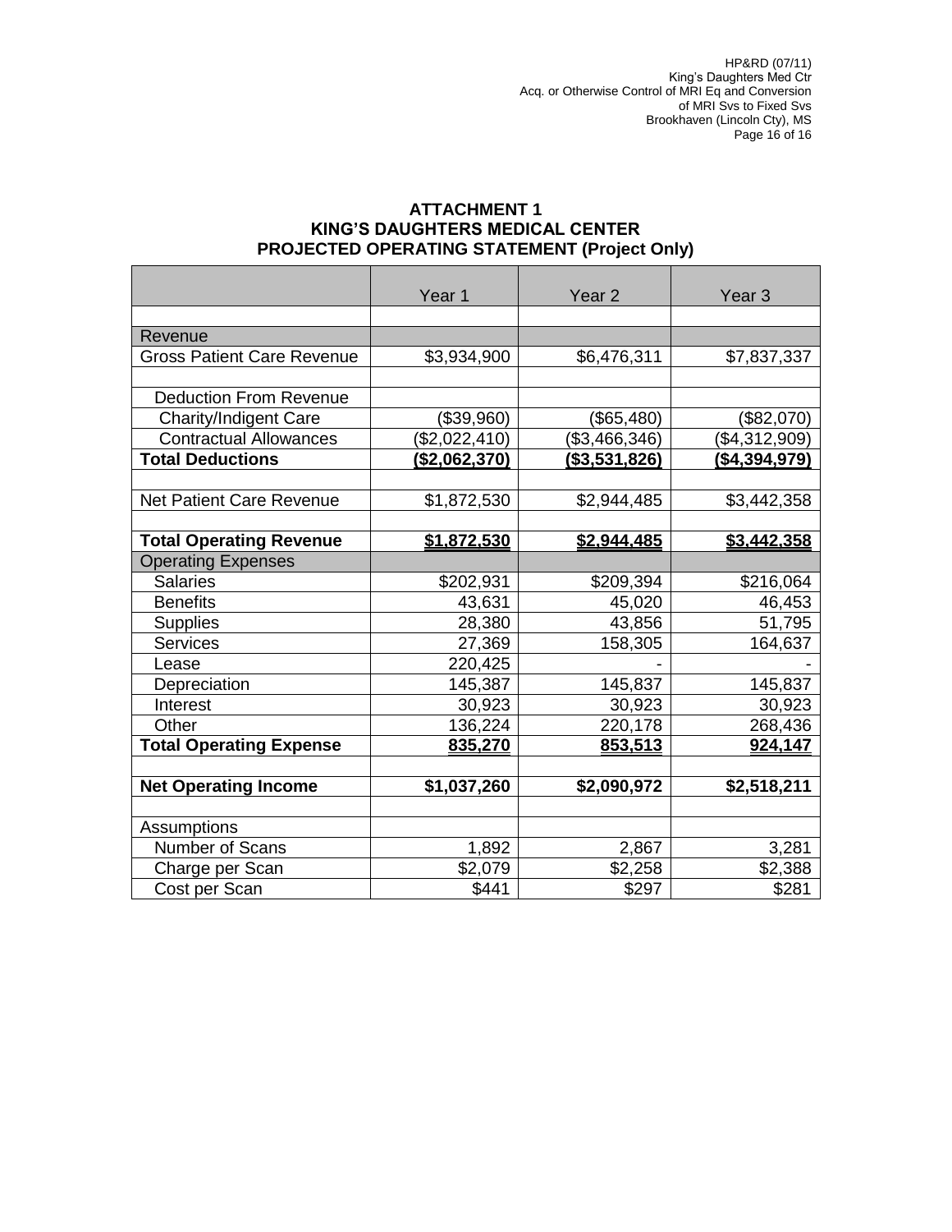**ATTACHMENT 1**
**KING'S DAUGHTERS MEDICAL CENTER**
**PROJECTED OPERATING STATEMENT (Project Only)**

| | Year 1 | Year 2 | Year 3 |
|---|---|---|---|
| | | | |
| Revenue | | | |
| Gross Patient Care Revenue | $3,934,900 | $6,476,311 | $7,837,337 |
| | | | |
| Deduction From Revenue | | | |
| Charity/Indigent Care | ($39,960) | ($65,480) | ($82,070) |
| Contractual Allowances | ($2,022,410) | ($3,466,346) | ($4,312,909) |
| **Total Deductions** | **($2,062,370)** | **($3,531,826)** | **($4,394,979)** |
| | | | |
| Net Patient Care Revenue | $1,872,530 | $2,944,485 | $3,442,358 |
| | | | |
| **Total Operating Revenue** | **$1,872,530** | **$2,944,485** | **$3,442,358** |
| Operating Expenses | | | |
| Salaries | $202,931 | $209,394 | $216,064 |
| Benefits | 43,631 | 45,020 | 46,453 |
| Supplies | 28,380 | 43,856 | 51,795 |
| Services | 27,369 | 158,305 | 164,637 |
| Lease | 220,425 | - | - |
| Depreciation | 145,387 | 145,837 | 145,837 |
| Interest | 30,923 | 30,923 | 30,923 |
| Other | 136,224 | 220,178 | 268,436 |
| **Total Operating Expense** | **835,270** | **853,513** | **924,147** |
| | | | |
| **Net Operating Income** | **$1,037,260** | **$2,090,972** | **$2,518,211** |
| | | | |
| Assumptions | | | |
| Number of Scans | 1,892 | 2,867 | 3,281 |
| Charge per Scan | $2,079 | $2,258 | $2,388 |
| Cost per Scan | $441 | $297 | $281 |